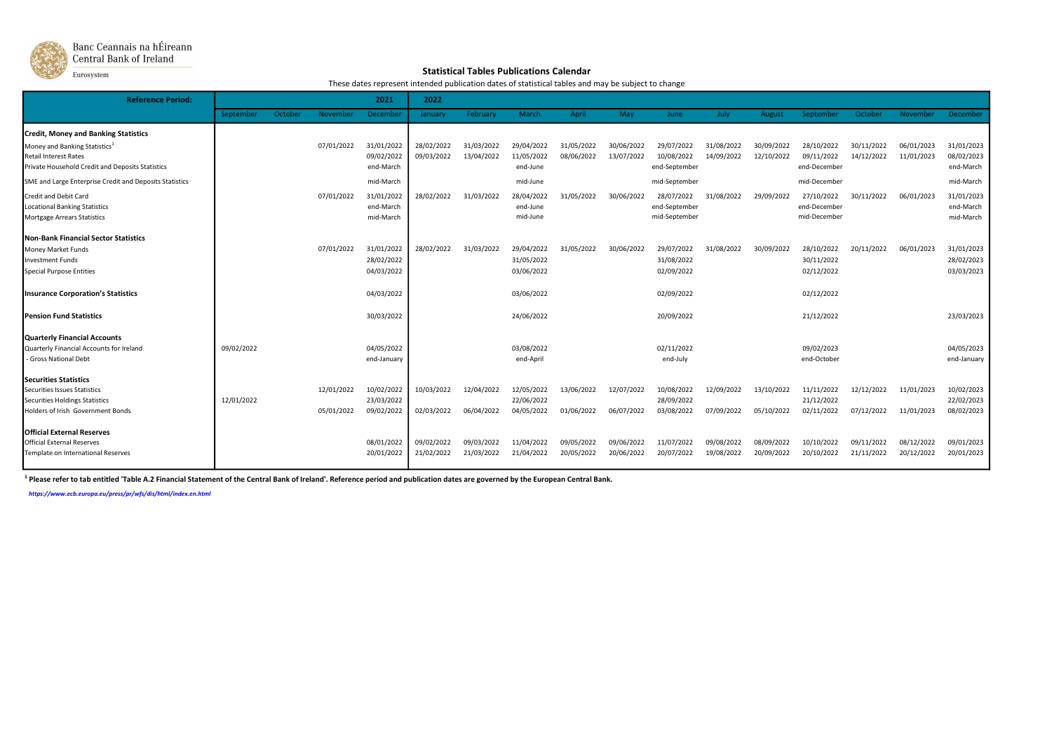Banc Ceannais na hÉireann
Central Bank of Ireland
Eurosystem

## Statistical Tables Publications Calendar

These dates represent intended publication dates of statistical tables and may be subject to change

| Reference Period: | | | | 2021 | 2022 | | | | | | | | | | | |
|---|---|---|---|---|---|---|---|---|---|---|---|---|---|---|---|---|
| | September | October | November | December | January | February | March | April | May | June | July | August | September | October | November | December |
| **Credit, Money and Banking Statistics** | | | | | | | | | | | | | | | | |
| Money and Banking Statistics[1] | | | 07/01/2022 | 31/01/2022 | 28/02/2022 | 31/03/2022 | 29/04/2022 | 31/05/2022 | 30/06/2022 | 29/07/2022 | 31/08/2022 | 30/09/2022 | 28/10/2022 | 30/11/2022 | 06/01/2023 | 31/01/2023 |
| Retail Interest Rates | | | | 09/02/2022 | 09/03/2022 | 13/04/2022 | 11/05/2022 | 08/06/2022 | 13/07/2022 | 10/08/2022 | 14/09/2022 | 12/10/2022 | 09/11/2022 | 14/12/2022 | 11/01/2023 | 08/02/2023 |
| Private Household Credit and Deposits Statistics | | | | end-March | | | end-June | | | end-September | | | end-December | | | end-March |
| SME and Large Enterprise Credit and Deposits Statistics | | | | mid-March | | | mid-June | | | mid-September | | | mid-December | | | mid-March |
| Credit and Debit Card | | | 07/01/2022 | 31/01/2022 | 28/02/2022 | 31/03/2022 | 28/04/2022 | 31/05/2022 | 30/06/2022 | 28/07/2022 | 31/08/2022 | 29/09/2022 | 27/10/2022 | 30/11/2022 | 06/01/2023 | 31/01/2023 |
| Locational Banking Statistics | | | | end-March | | | end-June | | | end-September | | | end-December | | | end-March |
| Mortgage Arrears Statistics | | | | mid-March | | | mid-June | | | mid-September | | | mid-December | | | mid-March |
| **Non-Bank Financial Sector Statistics** | | | | | | | | | | | | | | | | |
| Money Market Funds | | | 07/01/2022 | 31/01/2022 | 28/02/2022 | 31/03/2022 | 29/04/2022 | 31/05/2022 | 30/06/2022 | 29/07/2022 | 31/08/2022 | 30/09/2022 | 28/10/2022 | 20/11/2022 | 06/01/2023 | 31/01/2023 |
| Investment Funds | | | | 28/02/2022 | | | 31/05/2022 | | | 31/08/2022 | | | 30/11/2022 | | | 28/02/2023 |
| Special Purpose Entities | | | | 04/03/2022 | | | 03/06/2022 | | | 02/09/2022 | | | 02/12/2022 | | | 03/03/2023 |
| **Insurance Corporation's Statistics** | | | | 04/03/2022 | | | 03/06/2022 | | | 02/09/2022 | | | 02/12/2022 | | | |
| **Pension Fund Statistics** | | | | 30/03/2022 | | | 24/06/2022 | | | 20/09/2022 | | | 21/12/2022 | | | 23/03/2023 |
| **Quarterly Financial Accounts** | | | | | | | | | | | | | | | | |
| Quarterly Financial Accounts for Ireland | 09/02/2022 | | | 04/05/2022 | | | 03/08/2022 | | | 02/11/2022 | | | 09/02/2023 | | | 04/05/2023 |
| - Gross National Debt | | | | end-January | | | end-April | | | end-July | | | end-October | | | end-January |
| **Securities Statistics** | | | | | | | | | | | | | | | | |
| Securities Issues Statistics | | | 12/01/2022 | 10/02/2022 | 10/03/2022 | 12/04/2022 | 12/05/2022 | 13/06/2022 | 12/07/2022 | 10/08/2022 | 12/09/2022 | 13/10/2022 | 11/11/2022 | 12/12/2022 | 11/01/2023 | 10/02/2023 |
| Securities Holdings Statistics | 12/01/2022 | | | 23/03/2022 | | | 22/06/2022 | | | 28/09/2022 | | | 21/12/2022 | | | 22/02/2023 |
| Holders of Irish Government Bonds | | | 05/01/2022 | 09/02/2022 | 02/03/2022 | 06/04/2022 | 04/05/2022 | 01/06/2022 | 06/07/2022 | 03/08/2022 | 07/09/2022 | 05/10/2022 | 02/11/2022 | 07/12/2022 | 11/01/2023 | 08/02/2023 |
| **Official External Reserves** | | | | | | | | | | | | | | | | |
| Official External Reserves | | | | 08/01/2022 | 09/02/2022 | 09/03/2022 | 11/04/2022 | 09/05/2022 | 09/06/2022 | 11/07/2022 | 09/08/2022 | 08/09/2022 | 10/10/2022 | 09/11/2022 | 08/12/2022 | 09/01/2023 |
| Template on International Reserves | | | | 20/01/2022 | 21/02/2022 | 21/03/2022 | 21/04/2022 | 20/05/2022 | 20/06/2022 | 20/07/2022 | 19/08/2022 | 20/09/2022 | 20/10/2022 | 21/11/2022 | 20/12/2022 | 20/01/2023 |

**[1] Please refer to tab entitled 'Table A.2 Financial Statement of the Central Bank of Ireland'. Reference period and publication dates are governed by the European Central Bank.**

*https://www.ecb.europa.eu/press/pr/wfs/dis/html/index.en.html*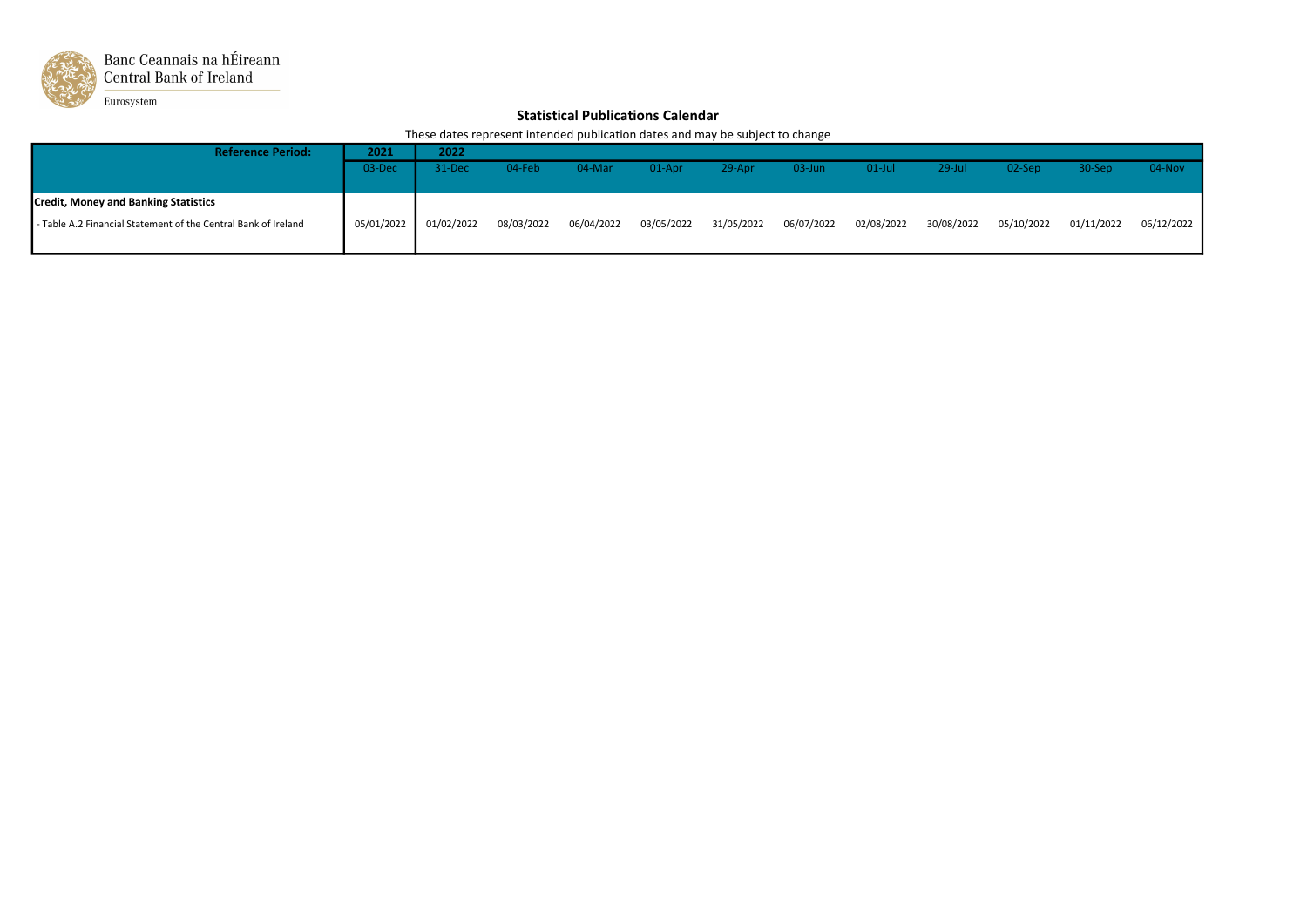Banc Ceannais na hÉireann
Central Bank of Ireland
Eurosystem

## Statistical Publications Calendar

These dates represent intended publication dates and may be subject to change

| Reference Period: | 2021 | 2022 | | | | | | | | | | |
|---|---|---|---|---|---|---|---|---|---|---|---|---|
| | 03-Dec | 31-Dec | 04-Feb | 04-Mar | 01-Apr | 29-Apr | 03-Jun | 01-Jul | 29-Jul | 02-Sep | 30-Sep | 04-Nov |
| **Credit, Money and Banking Statistics** | | | | | | | | | | | | |
| - Table A.2 Financial Statement of the Central Bank of Ireland | 05/01/2022 | 01/02/2022 | 08/03/2022 | 06/04/2022 | 03/05/2022 | 31/05/2022 | 06/07/2022 | 02/08/2022 | 30/08/2022 | 05/10/2022 | 01/11/2022 | 06/12/2022 |